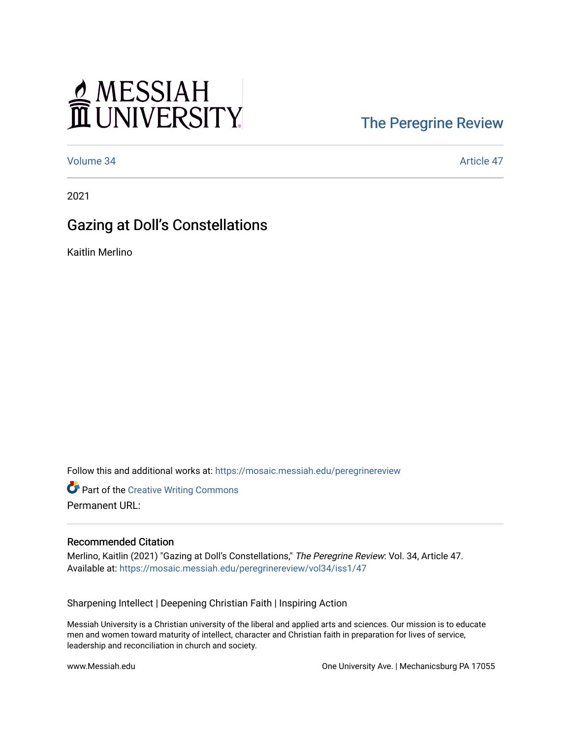MESSIAH UNIVERSITY

The Peregrine Review

Volume 34

Article 47

2021

# Gazing at Doll's Constellations

Kaitlin Merlino

Follow this and additional works at: https://mosaic.messiah.edu/peregrinereview

Part of the Creative Writing Commons

Permanent URL:

## Recommended Citation

Merlino, Kaitlin (2021) "Gazing at Doll's Constellations," *The Peregrine Review*: Vol. 34, Article 47.
Available at: https://mosaic.messiah.edu/peregrinereview/vol34/iss1/47

Sharpening Intellect | Deepening Christian Faith | Inspiring Action

Messiah University is a Christian university of the liberal and applied arts and sciences. Our mission is to educate men and women toward maturity of intellect, character and Christian faith in preparation for lives of service, leadership and reconciliation in church and society.

www.Messiah.edu

One University Ave. | Mechanicsburg PA 17055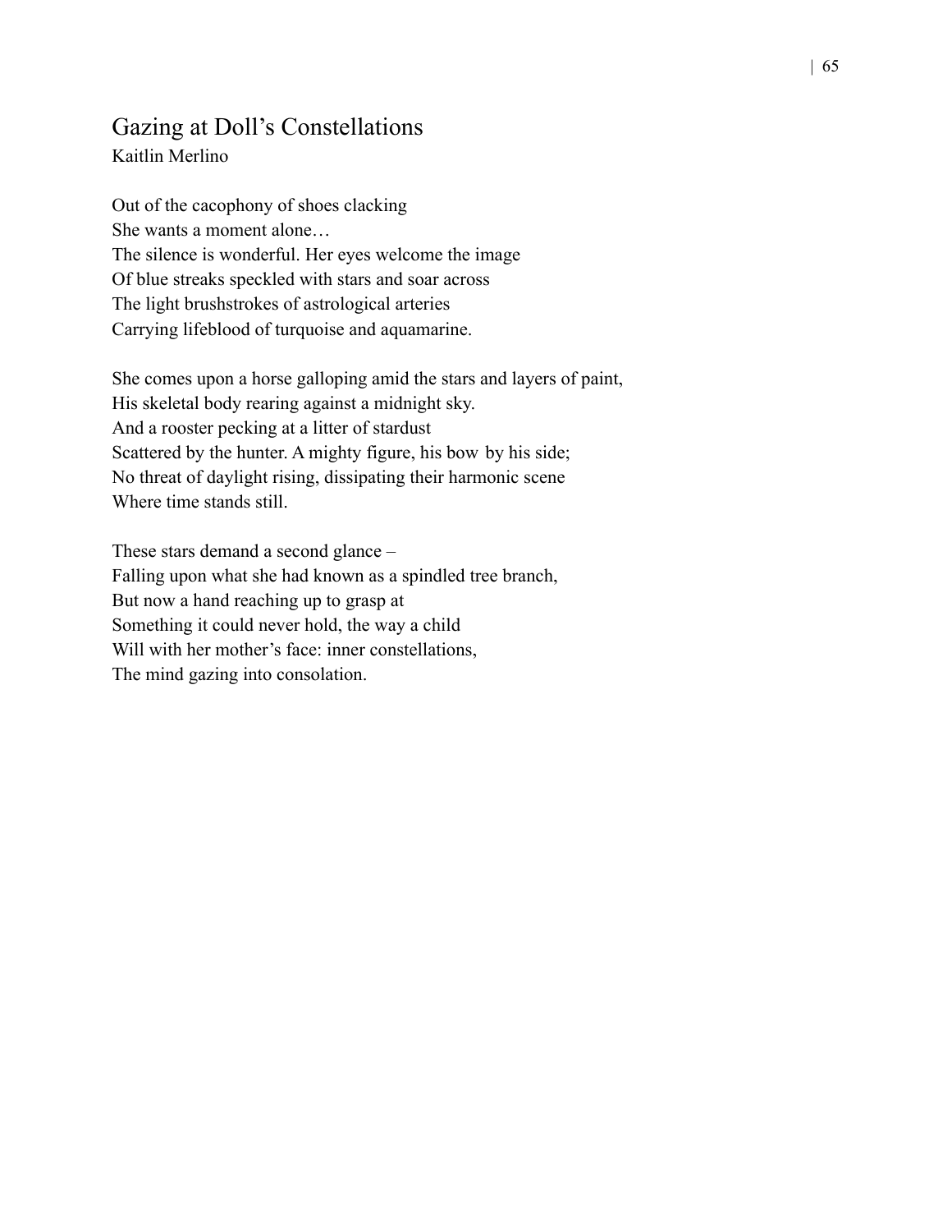# Gazing at Doll's Constellations

Kaitlin Merlino

Out of the cacophony of shoes clacking
She wants a moment alone…
The silence is wonderful. Her eyes welcome the image
Of blue streaks speckled with stars and soar across
The light brushstrokes of astrological arteries
Carrying lifeblood of turquoise and aquamarine.

She comes upon a horse galloping amid the stars and layers of paint,
His skeletal body rearing against a midnight sky.
And a rooster pecking at a litter of stardust
Scattered by the hunter. A mighty figure, his bow by his side;
No threat of daylight rising, dissipating their harmonic scene
Where time stands still.

These stars demand a second glance –
Falling upon what she had known as a spindled tree branch,
But now a hand reaching up to grasp at
Something it could never hold, the way a child
Will with her mother's face: inner constellations,
The mind gazing into consolation.